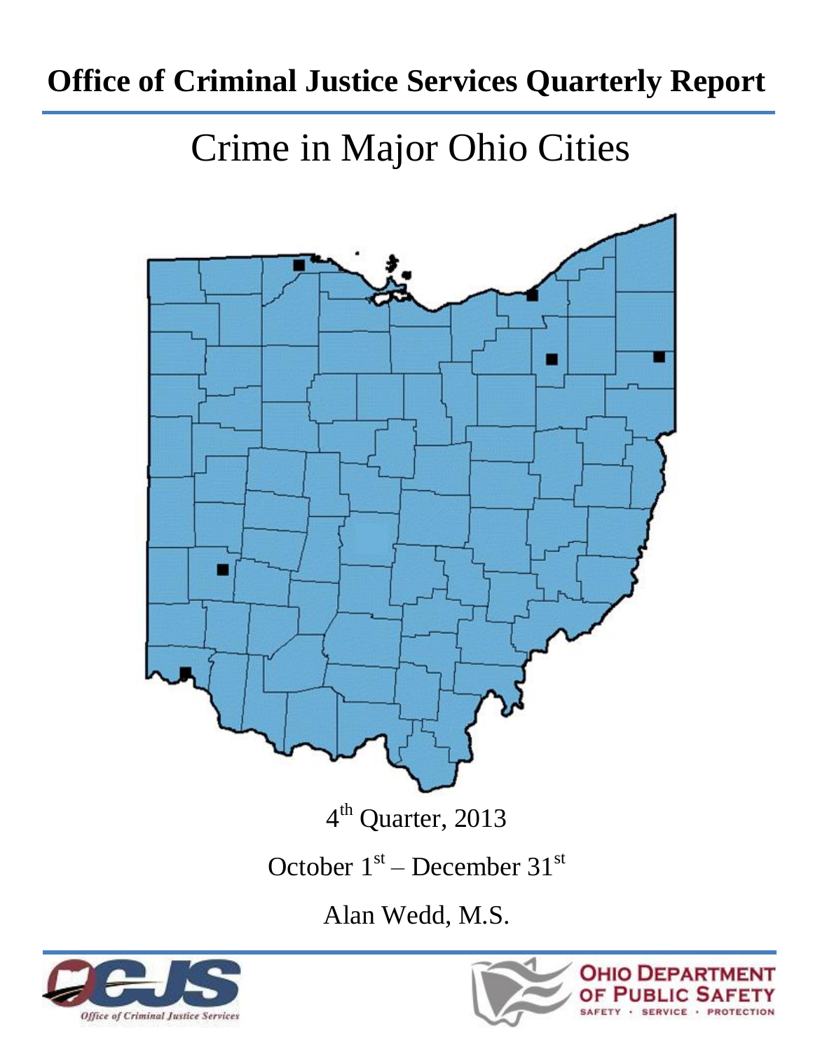# Office of Criminal Justice Services Quarterly Report

## Crime in Major Ohio Cities

4th Quarter, 2013

October 1st – December 31st

Alan Wedd, M.S.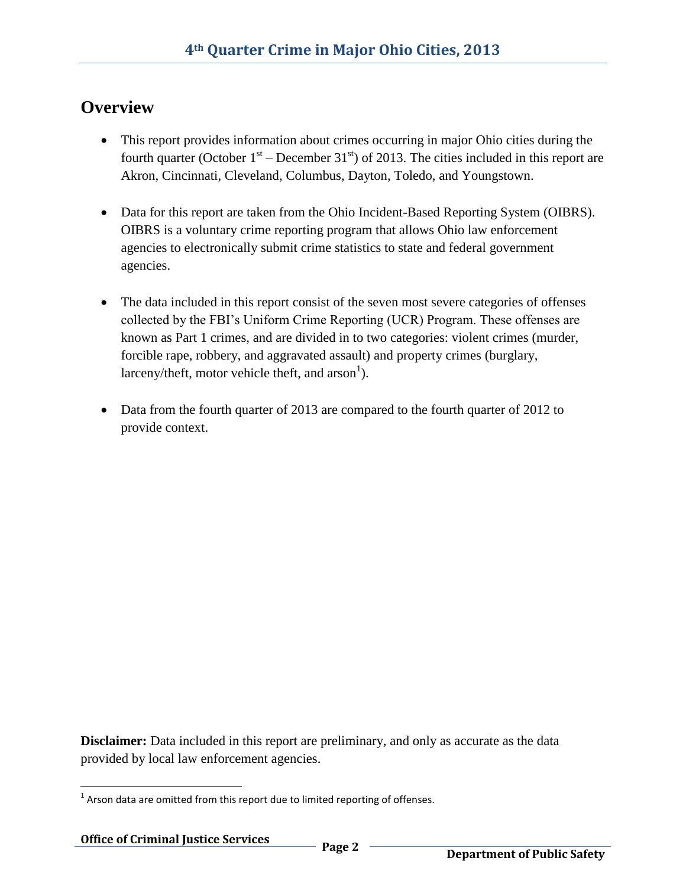## Overview

- This report provides information about crimes occurring in major Ohio cities during the fourth quarter (October 1st – December 31st) of 2013. The cities included in this report are Akron, Cincinnati, Cleveland, Columbus, Dayton, Toledo, and Youngstown.

- Data for this report are taken from the Ohio Incident-Based Reporting System (OIBRS). OIBRS is a voluntary crime reporting program that allows Ohio law enforcement agencies to electronically submit crime statistics to state and federal government agencies.

- The data included in this report consist of the seven most severe categories of offenses collected by the FBI's Uniform Crime Reporting (UCR) Program. These offenses are known as Part 1 crimes, and are divided in to two categories: violent crimes (murder, forcible rape, robbery, and aggravated assault) and property crimes (burglary, larceny/theft, motor vehicle theft, and arson[1]).

- Data from the fourth quarter of 2013 are compared to the fourth quarter of 2012 to provide context.

**Disclaimer:** Data included in this report are preliminary, and only as accurate as the data provided by local law enforcement agencies.

[1] Arson data are omitted from this report due to limited reporting of offenses.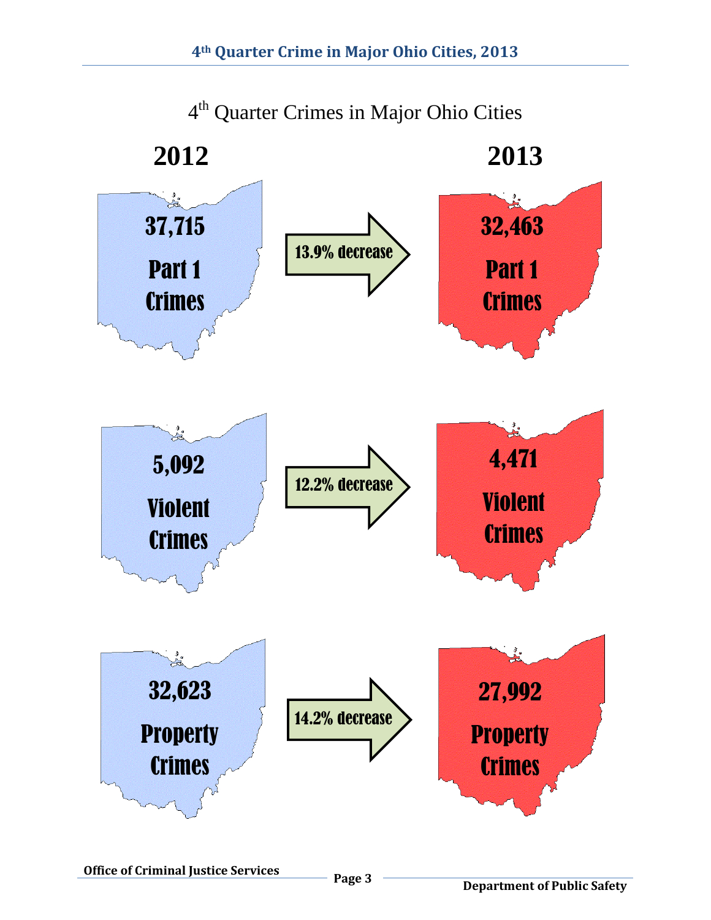# 4th Quarter Crimes in Major Ohio Cities

| | 2012 | Change | 2013 |
|---|---|---|---|
| Part 1 Crimes | 37,715 | 13.9% decrease | 32,463 |
| Violent Crimes | 5,092 | 12.2% decrease | 4,471 |
| Property Crimes | 32,623 | 14.2% decrease | 27,992 |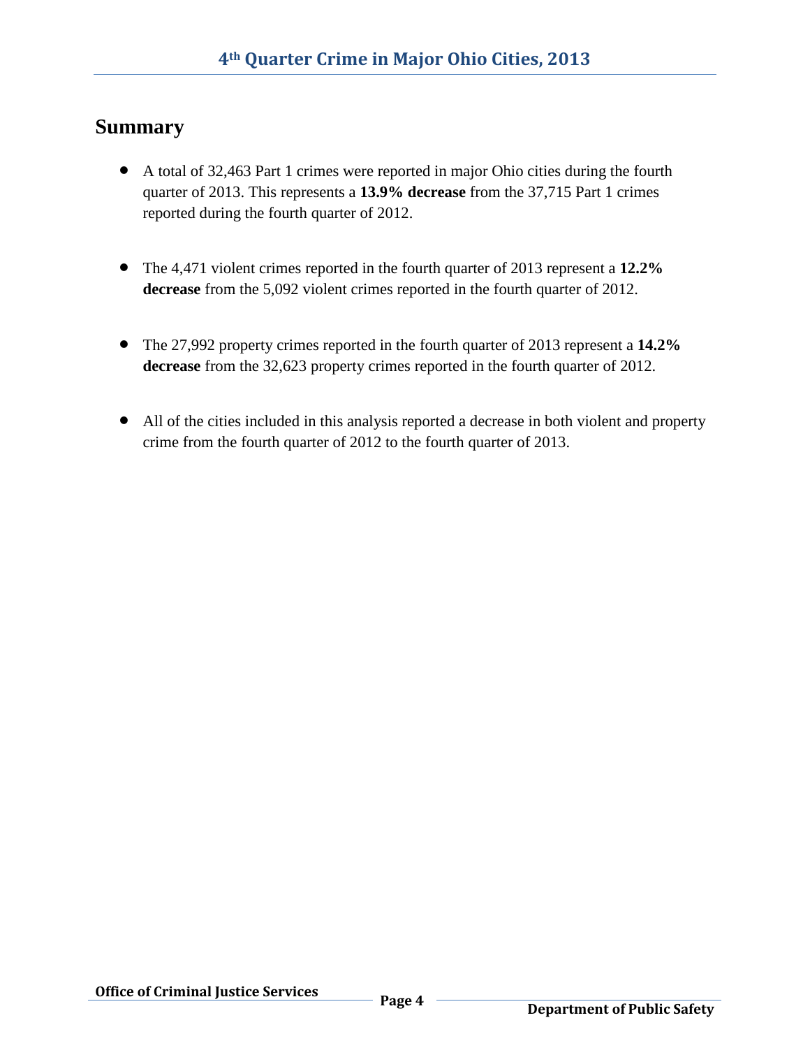## Summary

- A total of 32,463 Part 1 crimes were reported in major Ohio cities during the fourth quarter of 2013. This represents a **13.9% decrease** from the 37,715 Part 1 crimes reported during the fourth quarter of 2012.

- The 4,471 violent crimes reported in the fourth quarter of 2013 represent a **12.2% decrease** from the 5,092 violent crimes reported in the fourth quarter of 2012.

- The 27,992 property crimes reported in the fourth quarter of 2013 represent a **14.2% decrease** from the 32,623 property crimes reported in the fourth quarter of 2012.

- All of the cities included in this analysis reported a decrease in both violent and property crime from the fourth quarter of 2012 to the fourth quarter of 2013.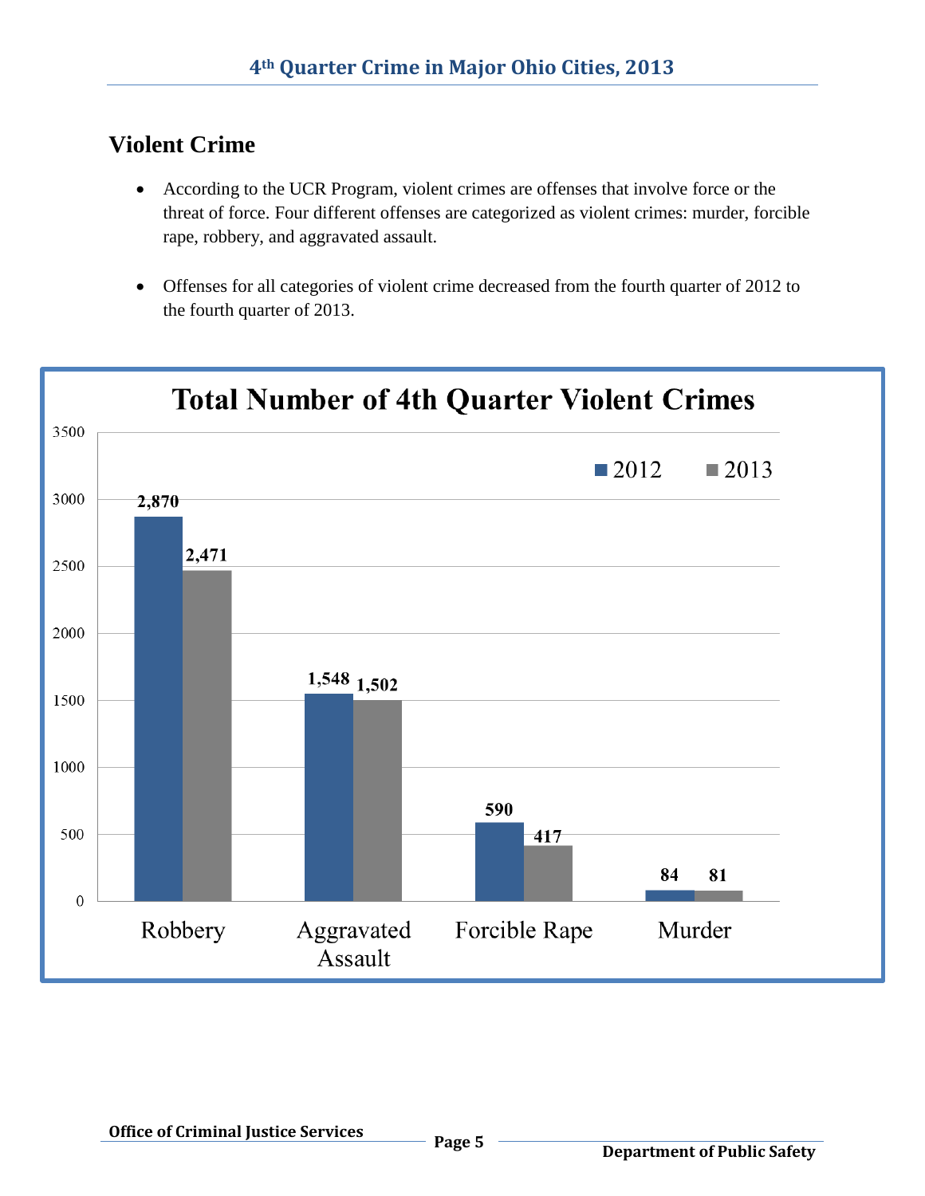## Violent Crime

- According to the UCR Program, violent crimes are offenses that involve force or the threat of force. Four different offenses are categorized as violent crimes: murder, forcible rape, robbery, and aggravated assault.

- Offenses for all categories of violent crime decreased from the fourth quarter of 2012 to the fourth quarter of 2013.

**Total Number of 4th Quarter Violent Crimes**

| | 2012 | 2013 |
|---|---|---|
| Robbery | 2,870 | 2,471 |
| Aggravated Assault | 1,548 | 1,502 |
| Forcible Rape | 590 | 417 |
| Murder | 84 | 81 |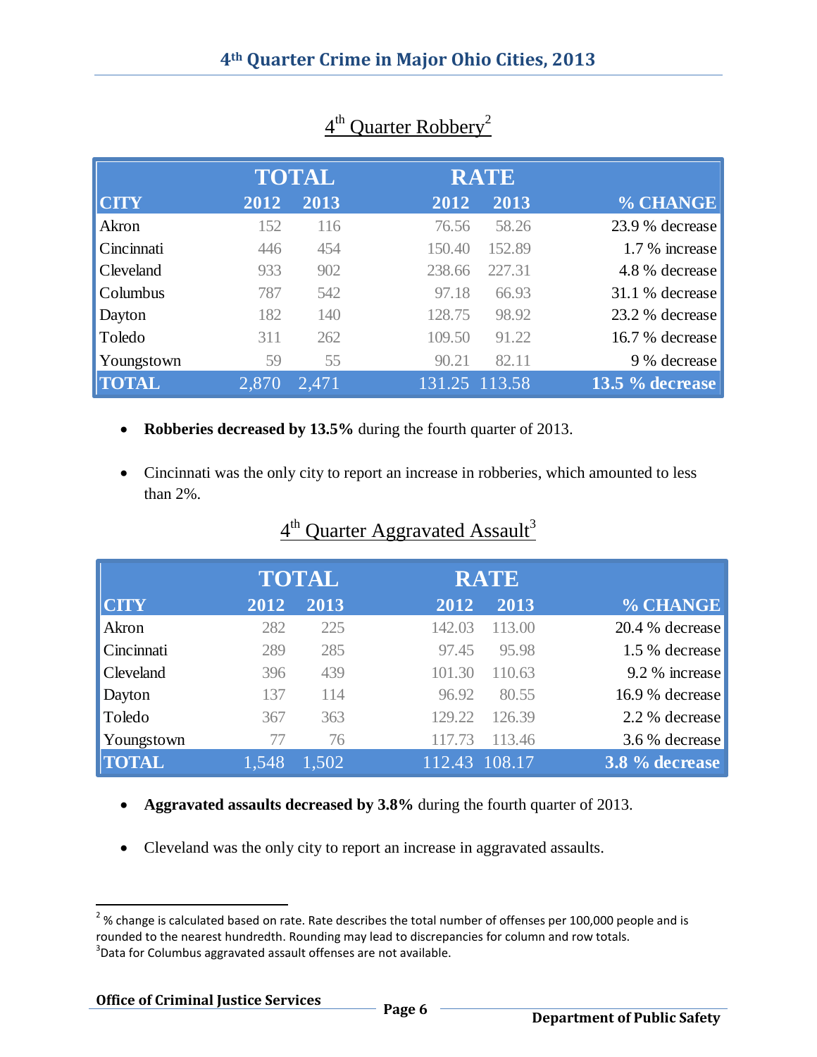# 4th Quarter Crime in Major Ohio Cities, 2013

## 4th Quarter Robbery[2]

| CITY | TOTAL 2012 | TOTAL 2013 | RATE 2012 | RATE 2013 | % CHANGE |
|---|---|---|---|---|---|
| Akron | 152 | 116 | 76.56 | 58.26 | 23.9 % decrease |
| Cincinnati | 446 | 454 | 150.40 | 152.89 | 1.7 % increase |
| Cleveland | 933 | 902 | 238.66 | 227.31 | 4.8 % decrease |
| Columbus | 787 | 542 | 97.18 | 66.93 | 31.1 % decrease |
| Dayton | 182 | 140 | 128.75 | 98.92 | 23.2 % decrease |
| Toledo | 311 | 262 | 109.50 | 91.22 | 16.7 % decrease |
| Youngstown | 59 | 55 | 90.21 | 82.11 | 9 % decrease |
| **TOTAL** | 2,870 | 2,471 | 131.25 | 113.58 | **13.5 % decrease** |

- **Robberies decreased by 13.5%** during the fourth quarter of 2013.
- Cincinnati was the only city to report an increase in robberies, which amounted to less than 2%.

## 4th Quarter Aggravated Assault[3]

| CITY | TOTAL 2012 | TOTAL 2013 | RATE 2012 | RATE 2013 | % CHANGE |
|---|---|---|---|---|---|
| Akron | 282 | 225 | 142.03 | 113.00 | 20.4 % decrease |
| Cincinnati | 289 | 285 | 97.45 | 95.98 | 1.5 % decrease |
| Cleveland | 396 | 439 | 101.30 | 110.63 | 9.2 % increase |
| Dayton | 137 | 114 | 96.92 | 80.55 | 16.9 % decrease |
| Toledo | 367 | 363 | 129.22 | 126.39 | 2.2 % decrease |
| Youngstown | 77 | 76 | 117.73 | 113.46 | 3.6 % decrease |
| **TOTAL** | 1,548 | 1,502 | 112.43 | 108.17 | **3.8 % decrease** |

- **Aggravated assaults decreased by 3.8%** during the fourth quarter of 2013.
- Cleveland was the only city to report an increase in aggravated assaults.

---

[2] % change is calculated based on rate. Rate describes the total number of offenses per 100,000 people and is rounded to the nearest hundredth. Rounding may lead to discrepancies for column and row totals.

[3] Data for Columbus aggravated assault offenses are not available.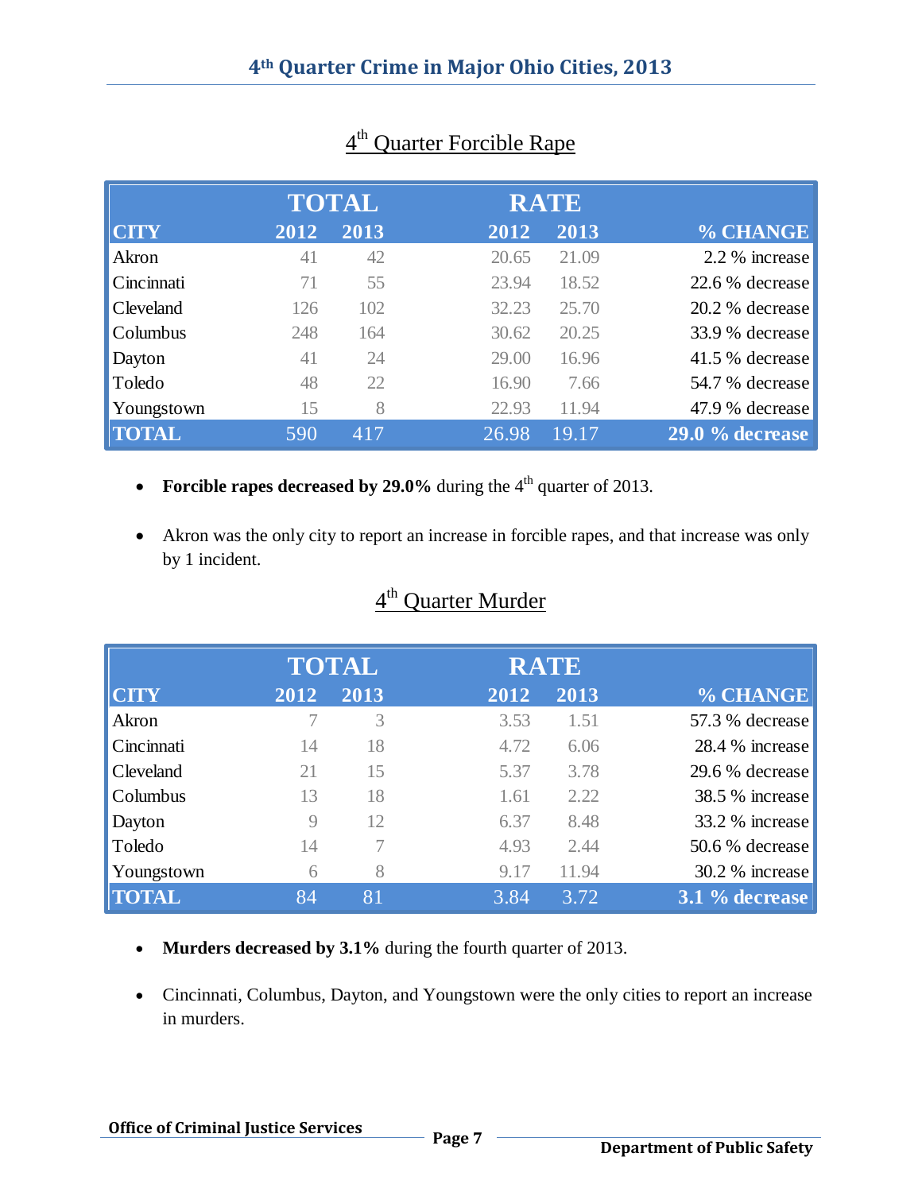# 4th Quarter Crime in Major Ohio Cities, 2013

## 4th Quarter Forcible Rape

| | TOTAL | | RATE | | |
|---|---|---|---|---|---|
| CITY | 2012 | 2013 | 2012 | 2013 | % CHANGE |
| Akron | 41 | 42 | 20.65 | 21.09 | 2.2 % increase |
| Cincinnati | 71 | 55 | 23.94 | 18.52 | 22.6 % decrease |
| Cleveland | 126 | 102 | 32.23 | 25.70 | 20.2 % decrease |
| Columbus | 248 | 164 | 30.62 | 20.25 | 33.9 % decrease |
| Dayton | 41 | 24 | 29.00 | 16.96 | 41.5 % decrease |
| Toledo | 48 | 22 | 16.90 | 7.66 | 54.7 % decrease |
| Youngstown | 15 | 8 | 22.93 | 11.94 | 47.9 % decrease |
| **TOTAL** | 590 | 417 | 26.98 | 19.17 | **29.0 % decrease** |

- **Forcible rapes decreased by 29.0%** during the 4th quarter of 2013.
- Akron was the only city to report an increase in forcible rapes, and that increase was only by 1 incident.

## 4th Quarter Murder

| | TOTAL | | RATE | | |
|---|---|---|---|---|---|
| CITY | 2012 | 2013 | 2012 | 2013 | % CHANGE |
| Akron | 7 | 3 | 3.53 | 1.51 | 57.3 % decrease |
| Cincinnati | 14 | 18 | 4.72 | 6.06 | 28.4 % increase |
| Cleveland | 21 | 15 | 5.37 | 3.78 | 29.6 % decrease |
| Columbus | 13 | 18 | 1.61 | 2.22 | 38.5 % increase |
| Dayton | 9 | 12 | 6.37 | 8.48 | 33.2 % increase |
| Toledo | 14 | 7 | 4.93 | 2.44 | 50.6 % decrease |
| Youngstown | 6 | 8 | 9.17 | 11.94 | 30.2 % increase |
| **TOTAL** | 84 | 81 | 3.84 | 3.72 | **3.1 % decrease** |

- **Murders decreased by 3.1%** during the fourth quarter of 2013.
- Cincinnati, Columbus, Dayton, and Youngstown were the only cities to report an increase in murders.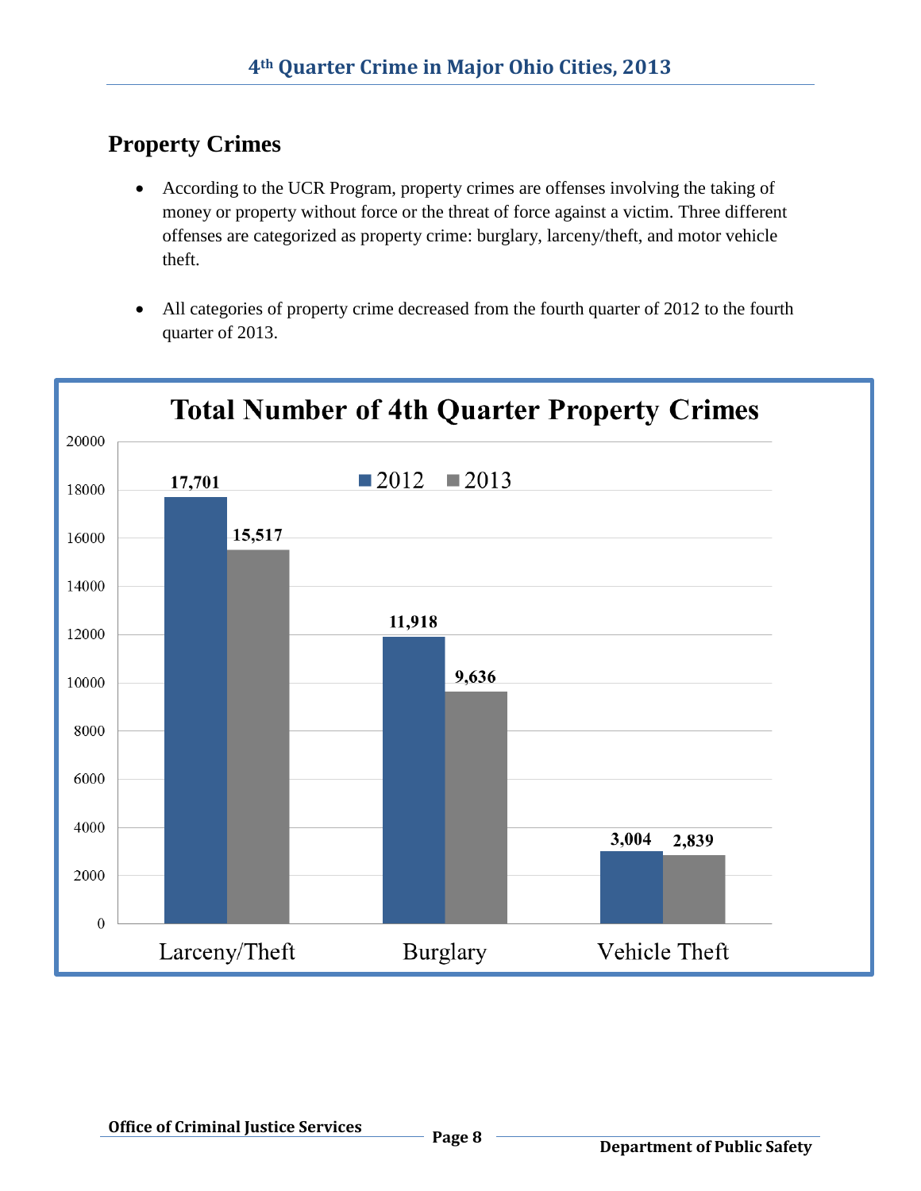## Property Crimes

- According to the UCR Program, property crimes are offenses involving the taking of money or property without force or the threat of force against a victim. Three different offenses are categorized as property crime: burglary, larceny/theft, and motor vehicle theft.
- All categories of property crime decreased from the fourth quarter of 2012 to the fourth quarter of 2013.

**Total Number of 4th Quarter Property Crimes**

| | 2012 | 2013 |
|---|---|---|
| Larceny/Theft | 17,701 | 15,517 |
| Burglary | 11,918 | 9,636 |
| Vehicle Theft | 3,004 | 2,839 |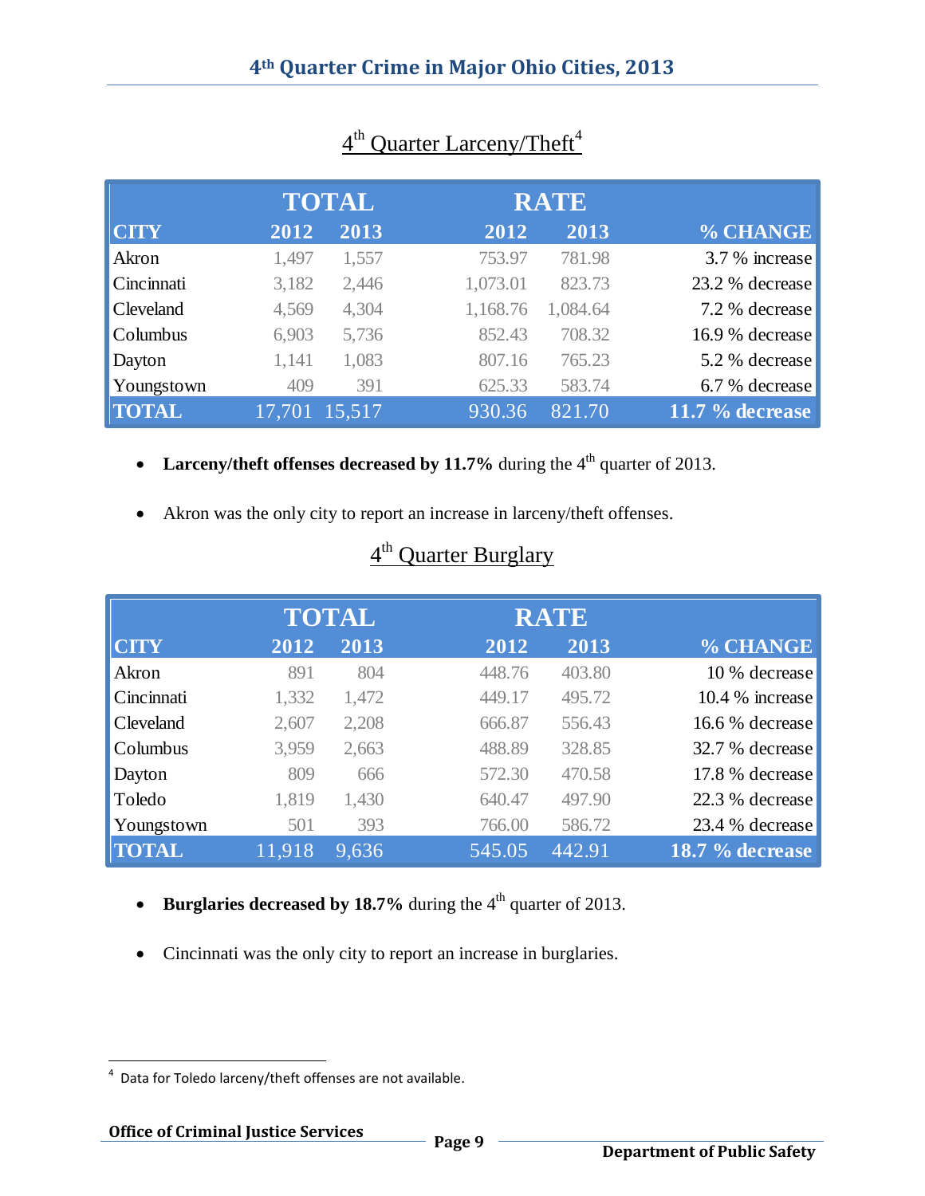# 4th Quarter Crime in Major Ohio Cities, 2013

## 4th Quarter Larceny/Theft[4]

| CITY | TOTAL 2012 | TOTAL 2013 | RATE 2012 | RATE 2013 | % CHANGE |
|---|---|---|---|---|---|
| Akron | 1,497 | 1,557 | 753.97 | 781.98 | 3.7 % increase |
| Cincinnati | 3,182 | 2,446 | 1,073.01 | 823.73 | 23.2 % decrease |
| Cleveland | 4,569 | 4,304 | 1,168.76 | 1,084.64 | 7.2 % decrease |
| Columbus | 6,903 | 5,736 | 852.43 | 708.32 | 16.9 % decrease |
| Dayton | 1,141 | 1,083 | 807.16 | 765.23 | 5.2 % decrease |
| Youngstown | 409 | 391 | 625.33 | 583.74 | 6.7 % decrease |
| **TOTAL** | 17,701 | 15,517 | 930.36 | 821.70 | **11.7 % decrease** |

- **Larceny/theft offenses decreased by 11.7%** during the 4th quarter of 2013.
- Akron was the only city to report an increase in larceny/theft offenses.

## 4th Quarter Burglary

| CITY | TOTAL 2012 | TOTAL 2013 | RATE 2012 | RATE 2013 | % CHANGE |
|---|---|---|---|---|---|
| Akron | 891 | 804 | 448.76 | 403.80 | 10 % decrease |
| Cincinnati | 1,332 | 1,472 | 449.17 | 495.72 | 10.4 % increase |
| Cleveland | 2,607 | 2,208 | 666.87 | 556.43 | 16.6 % decrease |
| Columbus | 3,959 | 2,663 | 488.89 | 328.85 | 32.7 % decrease |
| Dayton | 809 | 666 | 572.30 | 470.58 | 17.8 % decrease |
| Toledo | 1,819 | 1,430 | 640.47 | 497.90 | 22.3 % decrease |
| Youngstown | 501 | 393 | 766.00 | 586.72 | 23.4 % decrease |
| **TOTAL** | 11,918 | 9,636 | 545.05 | 442.91 | **18.7 % decrease** |

- **Burglaries decreased by 18.7%** during the 4th quarter of 2013.
- Cincinnati was the only city to report an increase in burglaries.

[4] Data for Toledo larceny/theft offenses are not available.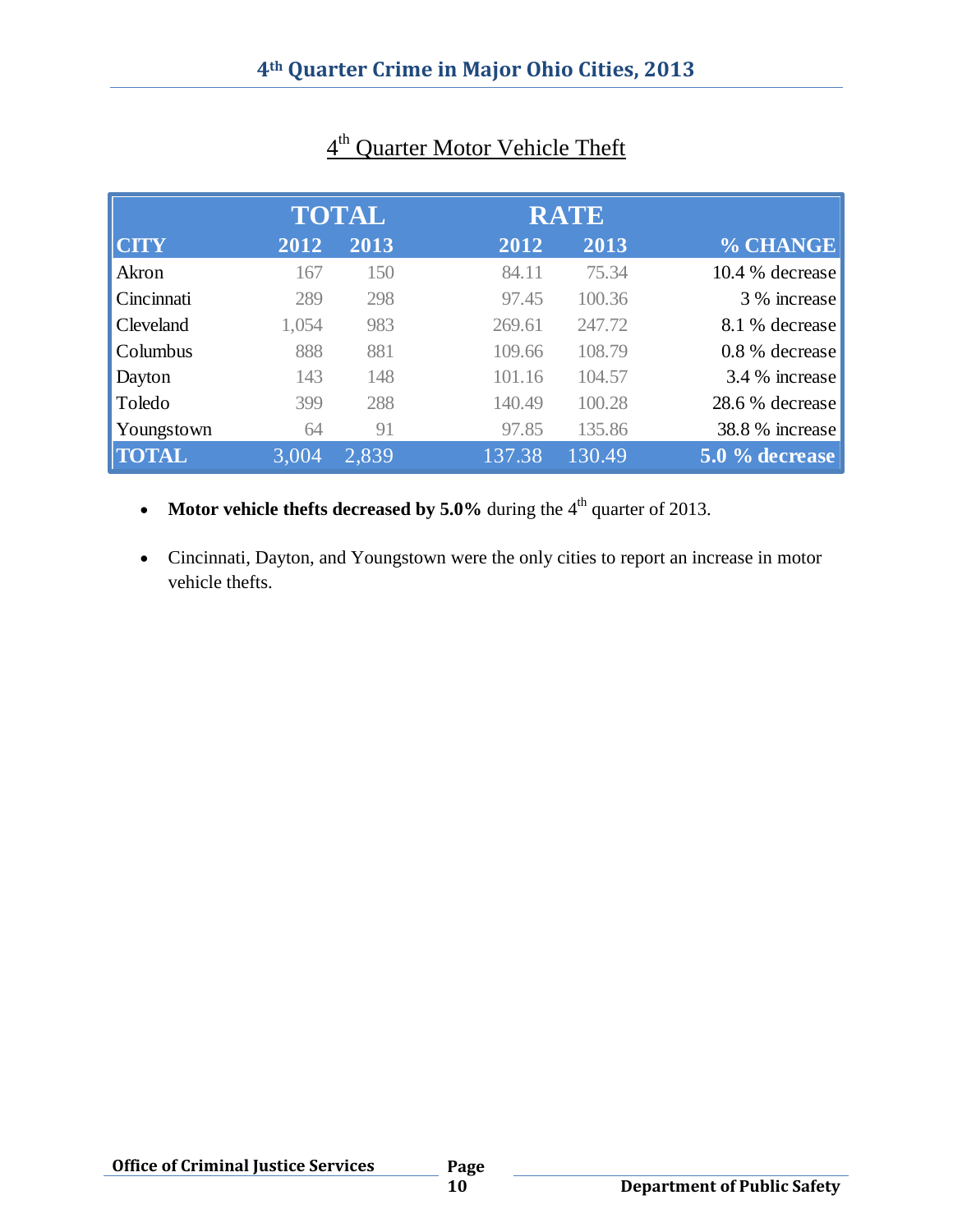## 4th Quarter Motor Vehicle Theft

| CITY | TOTAL 2012 | TOTAL 2013 | RATE 2012 | RATE 2013 | % CHANGE |
|---|---|---|---|---|---|
| Akron | 167 | 150 | 84.11 | 75.34 | 10.4 % decrease |
| Cincinnati | 289 | 298 | 97.45 | 100.36 | 3 % increase |
| Cleveland | 1,054 | 983 | 269.61 | 247.72 | 8.1 % decrease |
| Columbus | 888 | 881 | 109.66 | 108.79 | 0.8 % decrease |
| Dayton | 143 | 148 | 101.16 | 104.57 | 3.4 % increase |
| Toledo | 399 | 288 | 140.49 | 100.28 | 28.6 % decrease |
| Youngstown | 64 | 91 | 97.85 | 135.86 | 38.8 % increase |
| **TOTAL** | 3,004 | 2,839 | 137.38 | 130.49 | **5.0 % decrease** |

- **Motor vehicle thefts decreased by 5.0%** during the 4th quarter of 2013.
- Cincinnati, Dayton, and Youngstown were the only cities to report an increase in motor vehicle thefts.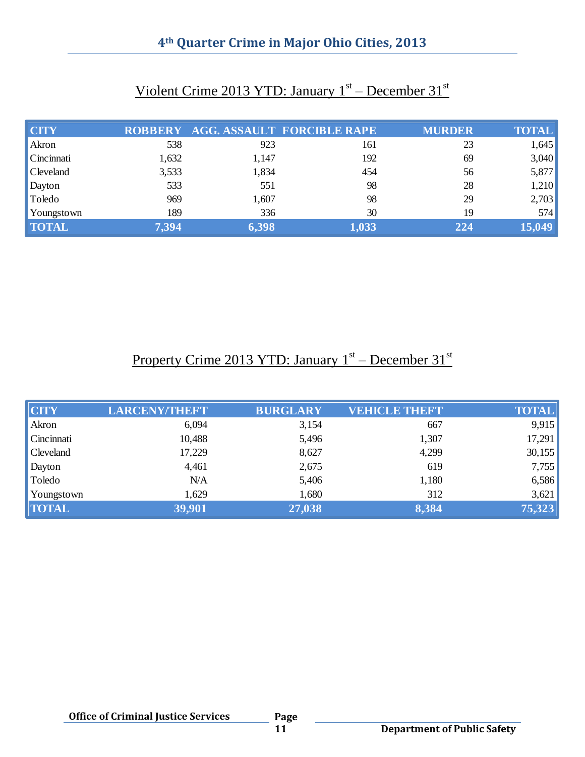# 4th Quarter Crime in Major Ohio Cities, 2013

## Violent Crime 2013 YTD: January 1st – December 31st

| CITY | ROBBERY | AGG. ASSAULT | FORCIBLE RAPE | MURDER | TOTAL |
|---|---|---|---|---|---|
| Akron | 538 | 923 | 161 | 23 | 1,645 |
| Cincinnati | 1,632 | 1,147 | 192 | 69 | 3,040 |
| Cleveland | 3,533 | 1,834 | 454 | 56 | 5,877 |
| Dayton | 533 | 551 | 98 | 28 | 1,210 |
| Toledo | 969 | 1,607 | 98 | 29 | 2,703 |
| Youngstown | 189 | 336 | 30 | 19 | 574 |
| **TOTAL** | **7,394** | **6,398** | **1,033** | **224** | **15,049** |

## Property Crime 2013 YTD: January 1st – December 31st

| CITY | LARCENY/THEFT | BURGLARY | VEHICLE THEFT | TOTAL |
|---|---|---|---|---|
| Akron | 6,094 | 3,154 | 667 | 9,915 |
| Cincinnati | 10,488 | 5,496 | 1,307 | 17,291 |
| Cleveland | 17,229 | 8,627 | 4,299 | 30,155 |
| Dayton | 4,461 | 2,675 | 619 | 7,755 |
| Toledo | N/A | 5,406 | 1,180 | 6,586 |
| Youngstown | 1,629 | 1,680 | 312 | 3,621 |
| **TOTAL** | **39,901** | **27,038** | **8,384** | **75,323** |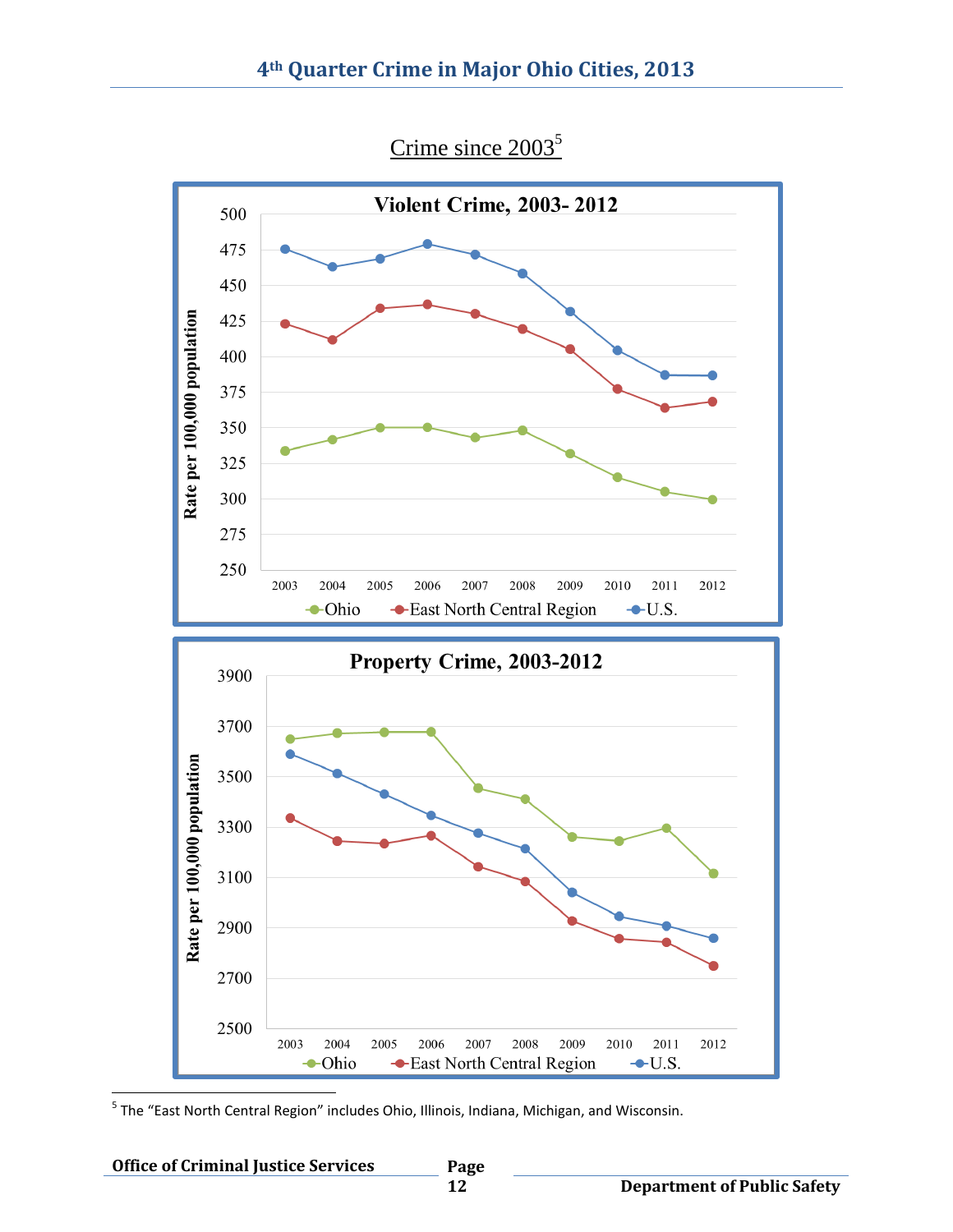## Crime since 2003[5]

**Violent Crime, 2003- 2012**

Rate per 100,000 population

500
475
450
425
400
375
350
325
300
275
250

2003 2004 2005 2006 2007 2008 2009 2010 2011 2012

Ohio — East North Central Region — U.S.

**Property Crime, 2003-2012**

Rate per 100,000 population

3900
3700
3500
3300
3100
2900
2700
2500

2003 2004 2005 2006 2007 2008 2009 2010 2011 2012

Ohio — East North Central Region — U.S.

[5] The "East North Central Region" includes Ohio, Illinois, Indiana, Michigan, and Wisconsin.